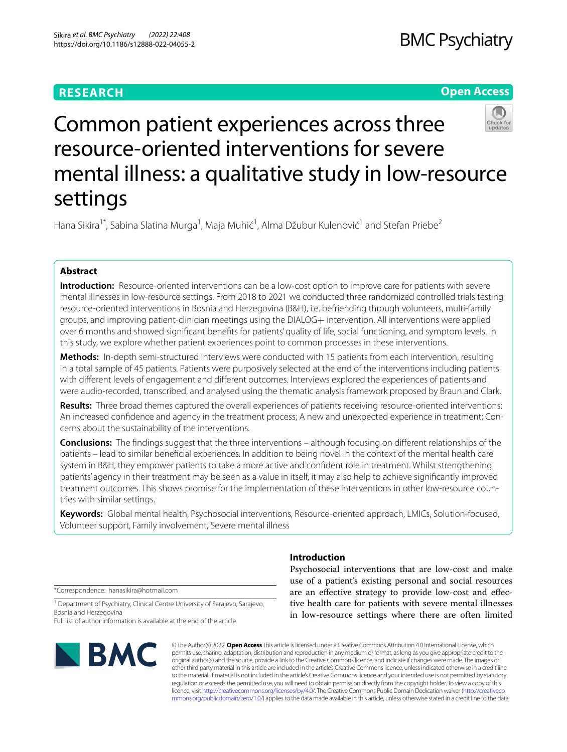**RESEARCH**

**Open Access**

# Common patient experiences across three resource-oriented interventions for severe mental illness: a qualitative study in low-resource settings

Hana Sikira[1*], Sabina Slatina Murga[1], Maja Muhić[1], Alma Džubur Kulenović[1] and Stefan Priebe[2]

## Abstract

**Introduction:** Resource-oriented interventions can be a low-cost option to improve care for patients with severe mental illnesses in low-resource settings. From 2018 to 2021 we conducted three randomized controlled trials testing resource-oriented interventions in Bosnia and Herzegovina (B&H), i.e. befriending through volunteers, multi-family groups, and improving patient-clinician meetings using the DIALOG+ intervention. All interventions were applied over 6 months and showed significant benefits for patients' quality of life, social functioning, and symptom levels. In this study, we explore whether patient experiences point to common processes in these interventions.

**Methods:** In-depth semi-structured interviews were conducted with 15 patients from each intervention, resulting in a total sample of 45 patients. Patients were purposively selected at the end of the interventions including patients with different levels of engagement and different outcomes. Interviews explored the experiences of patients and were audio-recorded, transcribed, and analysed using the thematic analysis framework proposed by Braun and Clark.

**Results:** Three broad themes captured the overall experiences of patients receiving resource-oriented interventions: An increased confidence and agency in the treatment process; A new and unexpected experience in treatment; Concerns about the sustainability of the interventions.

**Conclusions:** The findings suggest that the three interventions – although focusing on different relationships of the patients – lead to similar beneficial experiences. In addition to being novel in the context of the mental health care system in B&H, they empower patients to take a more active and confident role in treatment. Whilst strengthening patients' agency in their treatment may be seen as a value in itself, it may also help to achieve significantly improved treatment outcomes. This shows promise for the implementation of these interventions in other low-resource countries with similar settings.

**Keywords:** Global mental health, Psychosocial interventions, Resource-oriented approach, LMICs, Solution-focused, Volunteer support, Family involvement, Severe mental illness

## Introduction

Psychosocial interventions that are low-cost and make use of a patient's existing personal and social resources are an effective strategy to provide low-cost and effective health care for patients with severe mental illnesses in low-resource settings where there are often limited

*Correspondence: hanasikira@hotmail.com

[1] Department of Psychiatry, Clinical Centre University of Sarajevo, Sarajevo, Bosnia and Herzegovina

Full list of author information is available at the end of the article

© The Author(s) 2022. **Open Access** This article is licensed under a Creative Commons Attribution 4.0 International License, which permits use, sharing, adaptation, distribution and reproduction in any medium or format, as long as you give appropriate credit to the original author(s) and the source, provide a link to the Creative Commons licence, and indicate if changes were made. The images or other third party material in this article are included in the article's Creative Commons licence, unless indicated otherwise in a credit line to the material. If material is not included in the article's Creative Commons licence and your intended use is not permitted by statutory regulation or exceeds the permitted use, you will need to obtain permission directly from the copyright holder. To view a copy of this licence, visit http://creativecommons.org/licenses/by/4.0/. The Creative Commons Public Domain Dedication waiver (http://creativecommons.org/publicdomain/zero/1.0/) applies to the data made available in this article, unless otherwise stated in a credit line to the data.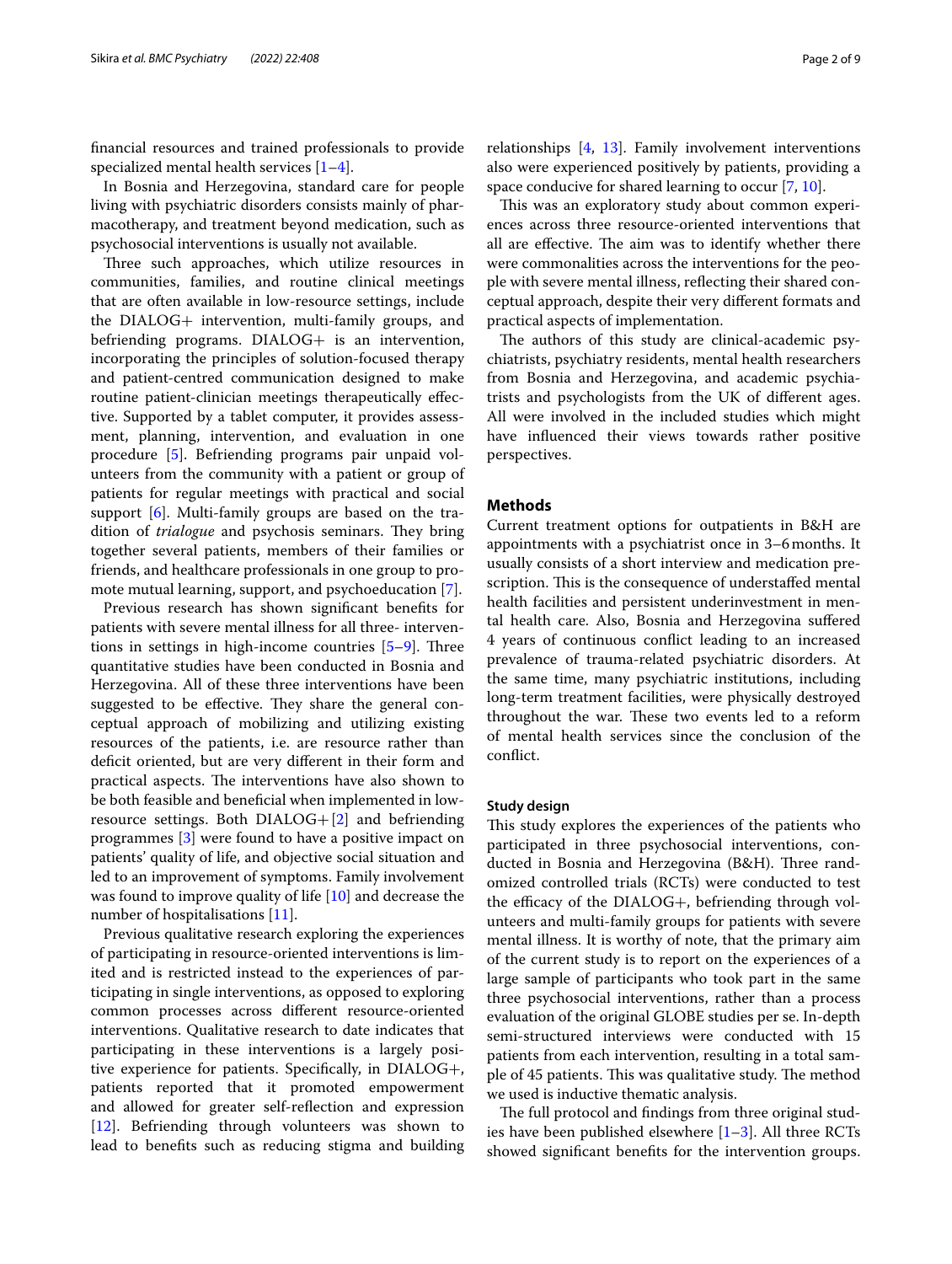financial resources and trained professionals to provide specialized mental health services [1–4].

In Bosnia and Herzegovina, standard care for people living with psychiatric disorders consists mainly of pharmacotherapy, and treatment beyond medication, such as psychosocial interventions is usually not available.

Three such approaches, which utilize resources in communities, families, and routine clinical meetings that are often available in low-resource settings, include the DIALOG+ intervention, multi-family groups, and befriending programs. DIALOG+ is an intervention, incorporating the principles of solution-focused therapy and patient-centred communication designed to make routine patient-clinician meetings therapeutically effective. Supported by a tablet computer, it provides assessment, planning, intervention, and evaluation in one procedure [5]. Befriending programs pair unpaid volunteers from the community with a patient or group of patients for regular meetings with practical and social support [6]. Multi-family groups are based on the tradition of *trialogue* and psychosis seminars. They bring together several patients, members of their families or friends, and healthcare professionals in one group to promote mutual learning, support, and psychoeducation [7].

Previous research has shown significant benefits for patients with severe mental illness for all three- interventions in settings in high-income countries [5–9]. Three quantitative studies have been conducted in Bosnia and Herzegovina. All of these three interventions have been suggested to be effective. They share the general conceptual approach of mobilizing and utilizing existing resources of the patients, i.e. are resource rather than deficit oriented, but are very different in their form and practical aspects. The interventions have also shown to be both feasible and beneficial when implemented in low-resource settings. Both DIALOG+ [2] and befriending programmes [3] were found to have a positive impact on patients' quality of life, and objective social situation and led to an improvement of symptoms. Family involvement was found to improve quality of life [10] and decrease the number of hospitalisations [11].

Previous qualitative research exploring the experiences of participating in resource-oriented interventions is limited and is restricted instead to the experiences of participating in single interventions, as opposed to exploring common processes across different resource-oriented interventions. Qualitative research to date indicates that participating in these interventions is a largely positive experience for patients. Specifically, in DIALOG+, patients reported that it promoted empowerment and allowed for greater self-reflection and expression [12]. Befriending through volunteers was shown to lead to benefits such as reducing stigma and building relationships [4, 13]. Family involvement interventions also were experienced positively by patients, providing a space conducive for shared learning to occur [7, 10].

This was an exploratory study about common experiences across three resource-oriented interventions that all are effective. The aim was to identify whether there were commonalities across the interventions for the people with severe mental illness, reflecting their shared conceptual approach, despite their very different formats and practical aspects of implementation.

The authors of this study are clinical-academic psychiatrists, psychiatry residents, mental health researchers from Bosnia and Herzegovina, and academic psychiatrists and psychologists from the UK of different ages. All were involved in the included studies which might have influenced their views towards rather positive perspectives.

## Methods

Current treatment options for outpatients in B&H are appointments with a psychiatrist once in 3–6 months. It usually consists of a short interview and medication prescription. This is the consequence of understaffed mental health facilities and persistent underinvestment in mental health care. Also, Bosnia and Herzegovina suffered 4 years of continuous conflict leading to an increased prevalence of trauma-related psychiatric disorders. At the same time, many psychiatric institutions, including long-term treatment facilities, were physically destroyed throughout the war. These two events led to a reform of mental health services since the conclusion of the conflict.

### Study design

This study explores the experiences of the patients who participated in three psychosocial interventions, conducted in Bosnia and Herzegovina (B&H). Three randomized controlled trials (RCTs) were conducted to test the efficacy of the DIALOG+, befriending through volunteers and multi-family groups for patients with severe mental illness. It is worthy of note, that the primary aim of the current study is to report on the experiences of a large sample of participants who took part in the same three psychosocial interventions, rather than a process evaluation of the original GLOBE studies per se. In-depth semi-structured interviews were conducted with 15 patients from each intervention, resulting in a total sample of 45 patients. This was qualitative study. The method we used is inductive thematic analysis.

The full protocol and findings from three original studies have been published elsewhere [1–3]. All three RCTs showed significant benefits for the intervention groups.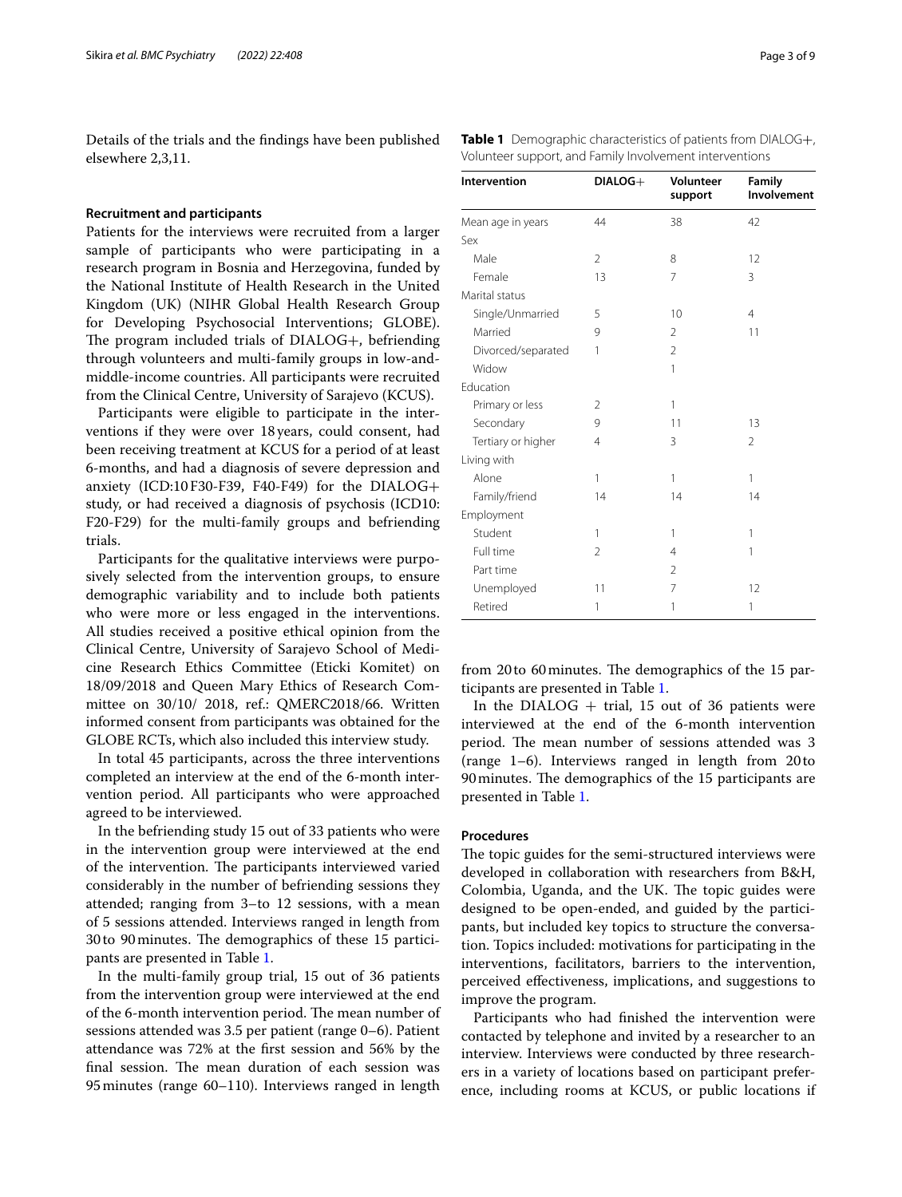Details of the trials and the findings have been published elsewhere 2,3,11.

### Recruitment and participants

Patients for the interviews were recruited from a larger sample of participants who were participating in a research program in Bosnia and Herzegovina, funded by the National Institute of Health Research in the United Kingdom (UK) (NIHR Global Health Research Group for Developing Psychosocial Interventions; GLOBE). The program included trials of DIALOG+, befriending through volunteers and multi-family groups in low-and-middle-income countries. All participants were recruited from the Clinical Centre, University of Sarajevo (KCUS).

Participants were eligible to participate in the interventions if they were over 18 years, could consent, had been receiving treatment at KCUS for a period of at least 6-months, and had a diagnosis of severe depression and anxiety (ICD:10 F30-F39, F40-F49) for the DIALOG+ study, or had received a diagnosis of psychosis (ICD10: F20-F29) for the multi-family groups and befriending trials.

Participants for the qualitative interviews were purposively selected from the intervention groups, to ensure demographic variability and to include both patients who were more or less engaged in the interventions. All studies received a positive ethical opinion from the Clinical Centre, University of Sarajevo School of Medicine Research Ethics Committee (Eticki Komitet) on 18/09/2018 and Queen Mary Ethics of Research Committee on 30/10/ 2018, ref.: QMERC2018/66. Written informed consent from participants was obtained for the GLOBE RCTs, which also included this interview study.

In total 45 participants, across the three interventions completed an interview at the end of the 6-month intervention period. All participants who were approached agreed to be interviewed.

In the befriending study 15 out of 33 patients who were in the intervention group were interviewed at the end of the intervention. The participants interviewed varied considerably in the number of befriending sessions they attended; ranging from 3–to 12 sessions, with a mean of 5 sessions attended. Interviews ranged in length from 30 to 90 minutes. The demographics of these 15 participants are presented in Table 1.

In the multi-family group trial, 15 out of 36 patients from the intervention group were interviewed at the end of the 6-month intervention period. The mean number of sessions attended was 3.5 per patient (range 0–6). Patient attendance was 72% at the first session and 56% by the final session. The mean duration of each session was 95 minutes (range 60–110). Interviews ranged in length from 20 to 60 minutes. The demographics of the 15 participants are presented in Table 1.

In the DIALOG + trial, 15 out of 36 patients were interviewed at the end of the 6-month intervention period. The mean number of sessions attended was 3 (range 1–6). Interviews ranged in length from 20 to 90 minutes. The demographics of the 15 participants are presented in Table 1.

**Table 1** Demographic characteristics of patients from DIALOG+, Volunteer support, and Family Involvement interventions

| Intervention | DIALOG+ | Volunteer support | Family Involvement |
|---|---|---|---|
| Mean age in years | 44 | 38 | 42 |
| Sex | | | |
| Male | 2 | 8 | 12 |
| Female | 13 | 7 | 3 |
| Marital status | | | |
| Single/Unmarried | 5 | 10 | 4 |
| Married | 9 | 2 | 11 |
| Divorced/separated | 1 | 2 | |
| Widow | | 1 | |
| Education | | | |
| Primary or less | 2 | 1 | |
| Secondary | 9 | 11 | 13 |
| Tertiary or higher | 4 | 3 | 2 |
| Living with | | | |
| Alone | 1 | 1 | 1 |
| Family/friend | 14 | 14 | 14 |
| Employment | | | |
| Student | 1 | 1 | 1 |
| Full time | 2 | 4 | 1 |
| Part time | | 2 | |
| Unemployed | 11 | 7 | 12 |
| Retired | 1 | 1 | 1 |

### Procedures

The topic guides for the semi-structured interviews were developed in collaboration with researchers from B&H, Colombia, Uganda, and the UK. The topic guides were designed to be open-ended, and guided by the participants, but included key topics to structure the conversation. Topics included: motivations for participating in the interventions, facilitators, barriers to the intervention, perceived effectiveness, implications, and suggestions to improve the program.

Participants who had finished the intervention were contacted by telephone and invited by a researcher to an interview. Interviews were conducted by three researchers in a variety of locations based on participant preference, including rooms at KCUS, or public locations if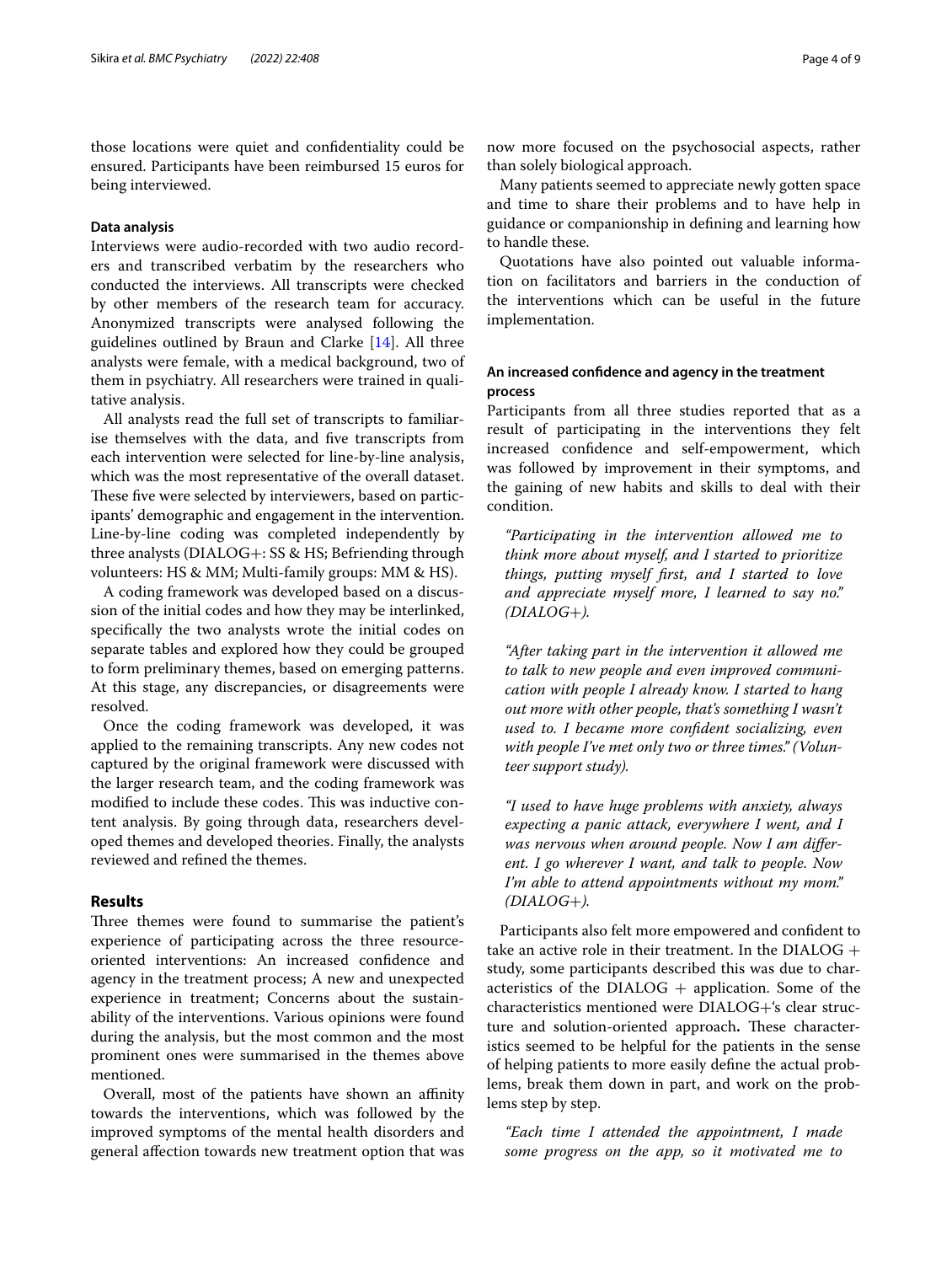those locations were quiet and confidentiality could be ensured. Participants have been reimbursed 15 euros for being interviewed.

### Data analysis

Interviews were audio-recorded with two audio recorders and transcribed verbatim by the researchers who conducted the interviews. All transcripts were checked by other members of the research team for accuracy. Anonymized transcripts were analysed following the guidelines outlined by Braun and Clarke [14]. All three analysts were female, with a medical background, two of them in psychiatry. All researchers were trained in qualitative analysis.

All analysts read the full set of transcripts to familiarise themselves with the data, and five transcripts from each intervention were selected for line-by-line analysis, which was the most representative of the overall dataset. These five were selected by interviewers, based on participants' demographic and engagement in the intervention. Line-by-line coding was completed independently by three analysts (DIALOG+: SS & HS; Befriending through volunteers: HS & MM; Multi-family groups: MM & HS).

A coding framework was developed based on a discussion of the initial codes and how they may be interlinked, specifically the two analysts wrote the initial codes on separate tables and explored how they could be grouped to form preliminary themes, based on emerging patterns. At this stage, any discrepancies, or disagreements were resolved.

Once the coding framework was developed, it was applied to the remaining transcripts. Any new codes not captured by the original framework were discussed with the larger research team, and the coding framework was modified to include these codes. This was inductive content analysis. By going through data, researchers developed themes and developed theories. Finally, the analysts reviewed and refined the themes.

## Results

Three themes were found to summarise the patient's experience of participating across the three resource-oriented interventions: An increased confidence and agency in the treatment process; A new and unexpected experience in treatment; Concerns about the sustainability of the interventions. Various opinions were found during the analysis, but the most common and the most prominent ones were summarised in the themes above mentioned.

Overall, most of the patients have shown an affinity towards the interventions, which was followed by the improved symptoms of the mental health disorders and general affection towards new treatment option that was now more focused on the psychosocial aspects, rather than solely biological approach.

Many patients seemed to appreciate newly gotten space and time to share their problems and to have help in guidance or companionship in defining and learning how to handle these.

Quotations have also pointed out valuable information on facilitators and barriers in the conduction of the interventions which can be useful in the future implementation.

### An increased confidence and agency in the treatment process

Participants from all three studies reported that as a result of participating in the interventions they felt increased confidence and self-empowerment, which was followed by improvement in their symptoms, and the gaining of new habits and skills to deal with their condition.

> *"Participating in the intervention allowed me to think more about myself, and I started to prioritize things, putting myself first, and I started to love and appreciate myself more, I learned to say no." (DIALOG+).*

> *"After taking part in the intervention it allowed me to talk to new people and even improved communication with people I already know. I started to hang out more with other people, that's something I wasn't used to. I became more confident socializing, even with people I've met only two or three times." (Volunteer support study).*

> *"I used to have huge problems with anxiety, always expecting a panic attack, everywhere I went, and I was nervous when around people. Now I am different. I go wherever I want, and talk to people. Now I'm able to attend appointments without my mom." (DIALOG+).*

Participants also felt more empowered and confident to take an active role in their treatment. In the DIALOG + study, some participants described this was due to characteristics of the DIALOG + application. Some of the characteristics mentioned were DIALOG+'s clear structure and solution-oriented approach**.** These characteristics seemed to be helpful for the patients in the sense of helping patients to more easily define the actual problems, break them down in part, and work on the problems step by step.

> *"Each time I attended the appointment, I made some progress on the app, so it motivated me to*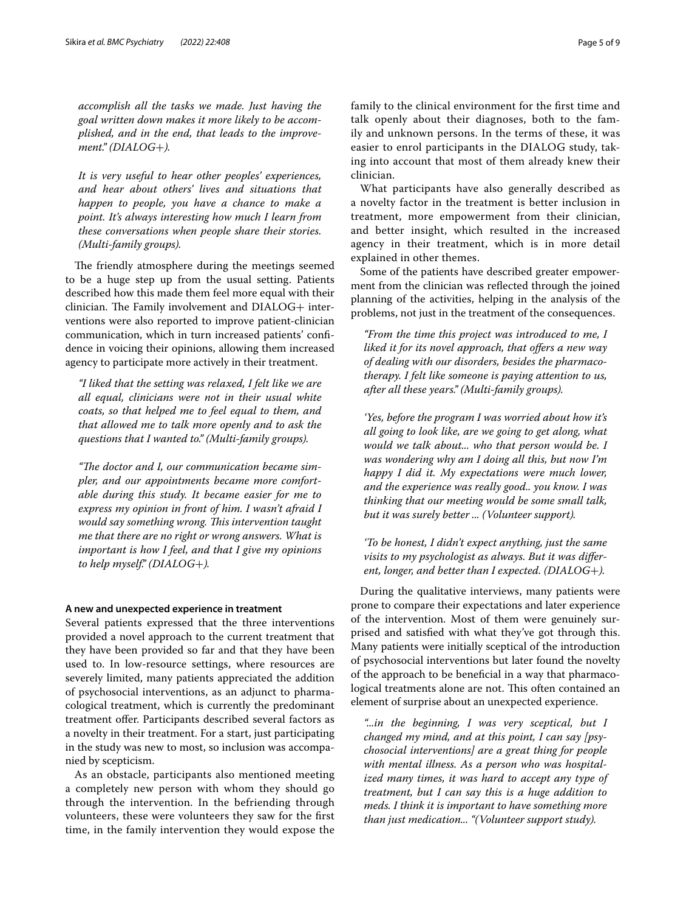*accomplish all the tasks we made. Just having the goal written down makes it more likely to be accomplished, and in the end, that leads to the improvement." (DIALOG+).*

*It is very useful to hear other peoples' experiences, and hear about others' lives and situations that happen to people, you have a chance to make a point. It's always interesting how much I learn from these conversations when people share their stories. (Multi-family groups).*

The friendly atmosphere during the meetings seemed to be a huge step up from the usual setting. Patients described how this made them feel more equal with their clinician. The Family involvement and DIALOG+ interventions were also reported to improve patient-clinician communication, which in turn increased patients' confidence in voicing their opinions, allowing them increased agency to participate more actively in their treatment.

*"I liked that the setting was relaxed, I felt like we are all equal, clinicians were not in their usual white coats, so that helped me to feel equal to them, and that allowed me to talk more openly and to ask the questions that I wanted to." (Multi-family groups).*

*"The doctor and I, our communication became simpler, and our appointments became more comfortable during this study. It became easier for me to express my opinion in front of him. I wasn't afraid I would say something wrong. This intervention taught me that there are no right or wrong answers. What is important is how I feel, and that I give my opinions to help myself." (DIALOG+).*

#### A new and unexpected experience in treatment

Several patients expressed that the three interventions provided a novel approach to the current treatment that they have been provided so far and that they have been used to. In low-resource settings, where resources are severely limited, many patients appreciated the addition of psychosocial interventions, as an adjunct to pharmacological treatment, which is currently the predominant treatment offer. Participants described several factors as a novelty in their treatment. For a start, just participating in the study was new to most, so inclusion was accompanied by scepticism.

As an obstacle, participants also mentioned meeting a completely new person with whom they should go through the intervention. In the befriending through volunteers, these were volunteers they saw for the first time, in the family intervention they would expose the family to the clinical environment for the first time and talk openly about their diagnoses, both to the family and unknown persons. In the terms of these, it was easier to enrol participants in the DIALOG study, taking into account that most of them already knew their clinician.

What participants have also generally described as a novelty factor in the treatment is better inclusion in treatment, more empowerment from their clinician, and better insight, which resulted in the increased agency in their treatment, which is in more detail explained in other themes.

Some of the patients have described greater empowerment from the clinician was reflected through the joined planning of the activities, helping in the analysis of the problems, not just in the treatment of the consequences.

*"From the time this project was introduced to me, I liked it for its novel approach, that offers a new way of dealing with our disorders, besides the pharmacotherapy. I felt like someone is paying attention to us, after all these years." (Multi-family groups).*

*'Yes, before the program I was worried about how it's all going to look like, are we going to get along, what would we talk about... who that person would be. I was wondering why am I doing all this, but now I'm happy I did it. My expectations were much lower, and the experience was really good.. you know. I was thinking that our meeting would be some small talk, but it was surely better ... (Volunteer support).*

*'To be honest, I didn't expect anything, just the same visits to my psychologist as always. But it was different, longer, and better than I expected. (DIALOG+).*

During the qualitative interviews, many patients were prone to compare their expectations and later experience of the intervention. Most of them were genuinely surprised and satisfied with what they've got through this. Many patients were initially sceptical of the introduction of psychosocial interventions but later found the novelty of the approach to be beneficial in a way that pharmacological treatments alone are not. This often contained an element of surprise about an unexpected experience.

*"...in the beginning, I was very sceptical, but I changed my mind, and at this point, I can say [psychosocial interventions] are a great thing for people with mental illness. As a person who was hospitalized many times, it was hard to accept any type of treatment, but I can say this is a huge addition to meds. I think it is important to have something more than just medication... "(Volunteer support study).*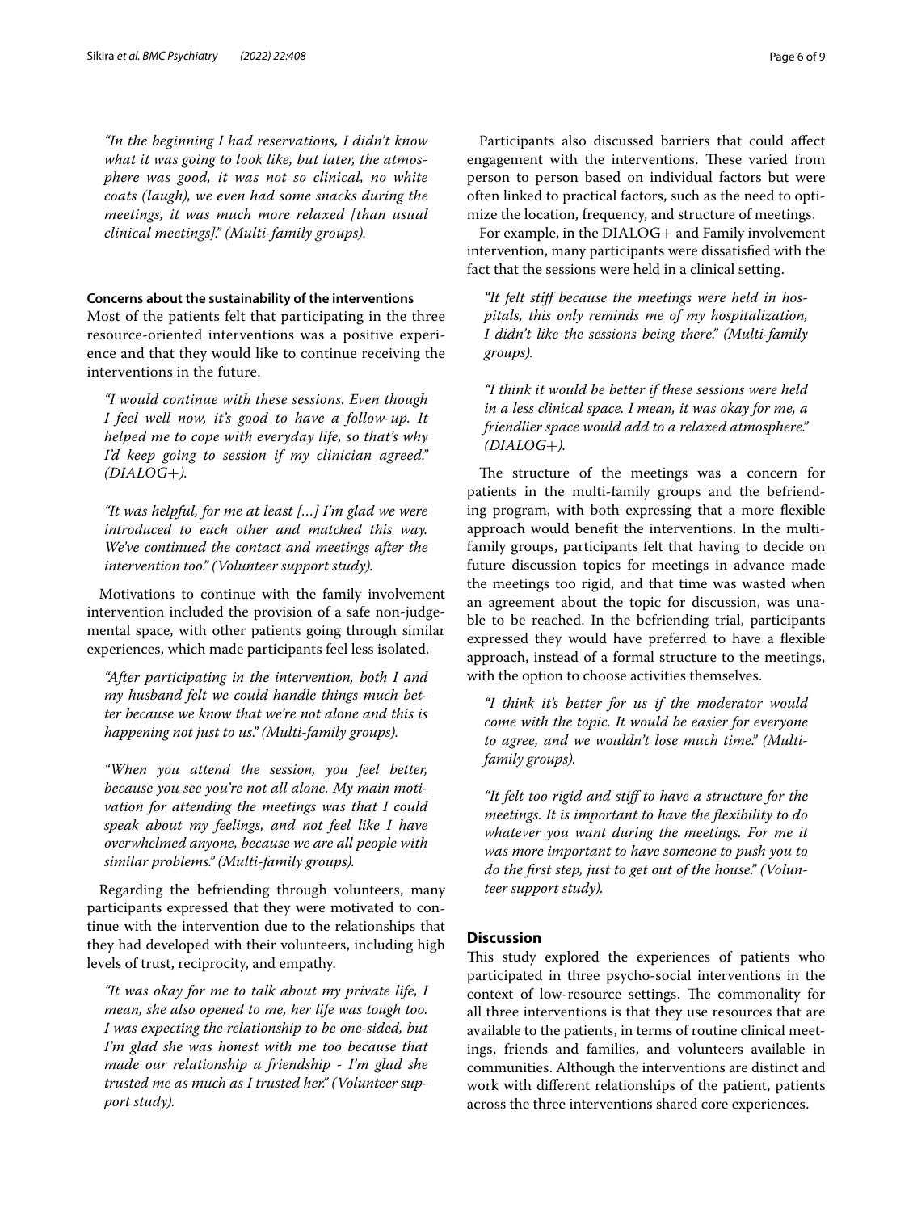*"In the beginning I had reservations, I didn't know what it was going to look like, but later, the atmosphere was good, it was not so clinical, no white coats (laugh), we even had some snacks during the meetings, it was much more relaxed [than usual clinical meetings]." (Multi-family groups).*

#### Concerns about the sustainability of the interventions

Most of the patients felt that participating in the three resource-oriented interventions was a positive experience and that they would like to continue receiving the interventions in the future.

> *"I would continue with these sessions. Even though I feel well now, it's good to have a follow-up. It helped me to cope with everyday life, so that's why I'd keep going to session if my clinician agreed." (DIALOG+).*

> *"It was helpful, for me at least […] I'm glad we were introduced to each other and matched this way. We've continued the contact and meetings after the intervention too." (Volunteer support study).*

Motivations to continue with the family involvement intervention included the provision of a safe non-judgemental space, with other patients going through similar experiences, which made participants feel less isolated.

> *"After participating in the intervention, both I and my husband felt we could handle things much better because we know that we're not alone and this is happening not just to us." (Multi-family groups).*

> *"When you attend the session, you feel better, because you see you're not all alone. My main motivation for attending the meetings was that I could speak about my feelings, and not feel like I have overwhelmed anyone, because we are all people with similar problems." (Multi-family groups).*

Regarding the befriending through volunteers, many participants expressed that they were motivated to continue with the intervention due to the relationships that they had developed with their volunteers, including high levels of trust, reciprocity, and empathy.

> *"It was okay for me to talk about my private life, I mean, she also opened to me, her life was tough too. I was expecting the relationship to be one-sided, but I'm glad she was honest with me too because that made our relationship a friendship - I'm glad she trusted me as much as I trusted her." (Volunteer support study).*

Participants also discussed barriers that could affect engagement with the interventions. These varied from person to person based on individual factors but were often linked to practical factors, such as the need to optimize the location, frequency, and structure of meetings.

For example, in the DIALOG+ and Family involvement intervention, many participants were dissatisfied with the fact that the sessions were held in a clinical setting.

> *"It felt stiff because the meetings were held in hospitals, this only reminds me of my hospitalization, I didn't like the sessions being there." (Multi-family groups).*

> *"I think it would be better if these sessions were held in a less clinical space. I mean, it was okay for me, a friendlier space would add to a relaxed atmosphere." (DIALOG+).*

The structure of the meetings was a concern for patients in the multi-family groups and the befriending program, with both expressing that a more flexible approach would benefit the interventions. In the multi-family groups, participants felt that having to decide on future discussion topics for meetings in advance made the meetings too rigid, and that time was wasted when an agreement about the topic for discussion, was unable to be reached. In the befriending trial, participants expressed they would have preferred to have a flexible approach, instead of a formal structure to the meetings, with the option to choose activities themselves.

> *"I think it's better for us if the moderator would come with the topic. It would be easier for everyone to agree, and we wouldn't lose much time." (Multi-family groups).*

> *"It felt too rigid and stiff to have a structure for the meetings. It is important to have the flexibility to do whatever you want during the meetings. For me it was more important to have someone to push you to do the first step, just to get out of the house." (Volunteer support study).*

## Discussion

This study explored the experiences of patients who participated in three psycho-social interventions in the context of low-resource settings. The commonality for all three interventions is that they use resources that are available to the patients, in terms of routine clinical meetings, friends and families, and volunteers available in communities. Although the interventions are distinct and work with different relationships of the patient, patients across the three interventions shared core experiences.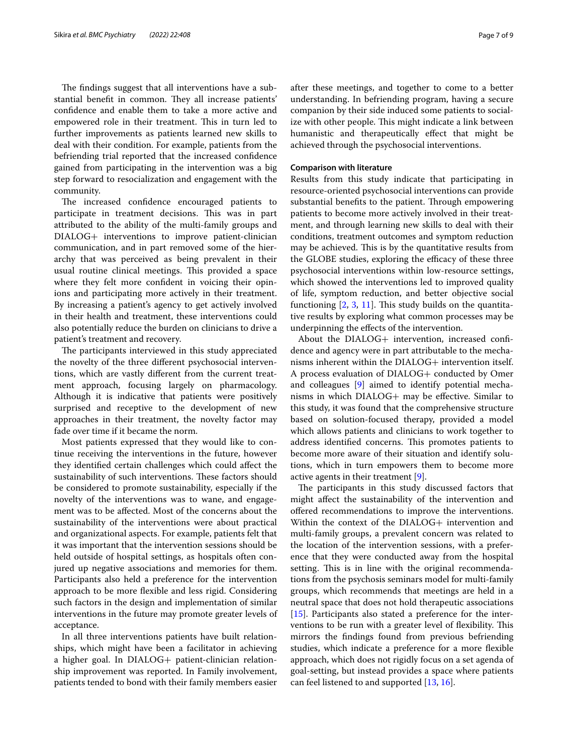The findings suggest that all interventions have a substantial benefit in common. They all increase patients' confidence and enable them to take a more active and empowered role in their treatment. This in turn led to further improvements as patients learned new skills to deal with their condition. For example, patients from the befriending trial reported that the increased confidence gained from participating in the intervention was a big step forward to resocialization and engagement with the community.

The increased confidence encouraged patients to participate in treatment decisions. This was in part attributed to the ability of the multi-family groups and DIALOG+ interventions to improve patient-clinician communication, and in part removed some of the hierarchy that was perceived as being prevalent in their usual routine clinical meetings. This provided a space where they felt more confident in voicing their opinions and participating more actively in their treatment. By increasing a patient's agency to get actively involved in their health and treatment, these interventions could also potentially reduce the burden on clinicians to drive a patient's treatment and recovery.

The participants interviewed in this study appreciated the novelty of the three different psychosocial interventions, which are vastly different from the current treatment approach, focusing largely on pharmacology. Although it is indicative that patients were positively surprised and receptive to the development of new approaches in their treatment, the novelty factor may fade over time if it became the norm.

Most patients expressed that they would like to continue receiving the interventions in the future, however they identified certain challenges which could affect the sustainability of such interventions. These factors should be considered to promote sustainability, especially if the novelty of the interventions was to wane, and engagement was to be affected. Most of the concerns about the sustainability of the interventions were about practical and organizational aspects. For example, patients felt that it was important that the intervention sessions should be held outside of hospital settings, as hospitals often conjured up negative associations and memories for them. Participants also held a preference for the intervention approach to be more flexible and less rigid. Considering such factors in the design and implementation of similar interventions in the future may promote greater levels of acceptance.

In all three interventions patients have built relationships, which might have been a facilitator in achieving a higher goal. In DIALOG+ patient-clinician relationship improvement was reported. In Family involvement, patients tended to bond with their family members easier after these meetings, and together to come to a better understanding. In befriending program, having a secure companion by their side induced some patients to socialize with other people. This might indicate a link between humanistic and therapeutically effect that might be achieved through the psychosocial interventions.

### Comparison with literature

Results from this study indicate that participating in resource-oriented psychosocial interventions can provide substantial benefits to the patient. Through empowering patients to become more actively involved in their treatment, and through learning new skills to deal with their conditions, treatment outcomes and symptom reduction may be achieved. This is by the quantitative results from the GLOBE studies, exploring the efficacy of these three psychosocial interventions within low-resource settings, which showed the interventions led to improved quality of life, symptom reduction, and better objective social functioning [2, 3, 11]. This study builds on the quantitative results by exploring what common processes may be underpinning the effects of the intervention.

About the DIALOG+ intervention, increased confidence and agency were in part attributable to the mechanisms inherent within the DIALOG+ intervention itself. A process evaluation of DIALOG+ conducted by Omer and colleagues [9] aimed to identify potential mechanisms in which DIALOG+ may be effective. Similar to this study, it was found that the comprehensive structure based on solution-focused therapy, provided a model which allows patients and clinicians to work together to address identified concerns. This promotes patients to become more aware of their situation and identify solutions, which in turn empowers them to become more active agents in their treatment [9].

The participants in this study discussed factors that might affect the sustainability of the intervention and offered recommendations to improve the interventions. Within the context of the DIALOG+ intervention and multi-family groups, a prevalent concern was related to the location of the intervention sessions, with a preference that they were conducted away from the hospital setting. This is in line with the original recommendations from the psychosis seminars model for multi-family groups, which recommends that meetings are held in a neutral space that does not hold therapeutic associations [15]. Participants also stated a preference for the interventions to be run with a greater level of flexibility. This mirrors the findings found from previous befriending studies, which indicate a preference for a more flexible approach, which does not rigidly focus on a set agenda of goal-setting, but instead provides a space where patients can feel listened to and supported [13, 16].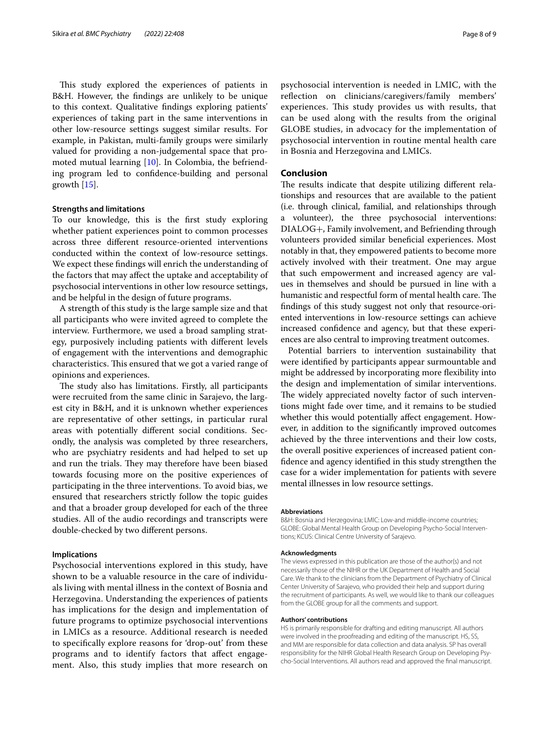This study explored the experiences of patients in B&H. However, the findings are unlikely to be unique to this context. Qualitative findings exploring patients' experiences of taking part in the same interventions in other low-resource settings suggest similar results. For example, in Pakistan, multi-family groups were similarly valued for providing a non-judgemental space that promoted mutual learning [10]. In Colombia, the befriending program led to confidence-building and personal growth [15].

### Strengths and limitations

To our knowledge, this is the first study exploring whether patient experiences point to common processes across three different resource-oriented interventions conducted within the context of low-resource settings. We expect these findings will enrich the understanding of the factors that may affect the uptake and acceptability of psychosocial interventions in other low resource settings, and be helpful in the design of future programs.

A strength of this study is the large sample size and that all participants who were invited agreed to complete the interview. Furthermore, we used a broad sampling strategy, purposively including patients with different levels of engagement with the interventions and demographic characteristics. This ensured that we got a varied range of opinions and experiences.

The study also has limitations. Firstly, all participants were recruited from the same clinic in Sarajevo, the largest city in B&H, and it is unknown whether experiences are representative of other settings, in particular rural areas with potentially different social conditions. Secondly, the analysis was completed by three researchers, who are psychiatry residents and had helped to set up and run the trials. They may therefore have been biased towards focusing more on the positive experiences of participating in the three interventions. To avoid bias, we ensured that researchers strictly follow the topic guides and that a broader group developed for each of the three studies. All of the audio recordings and transcripts were double-checked by two different persons.

### Implications

Psychosocial interventions explored in this study, have shown to be a valuable resource in the care of individuals living with mental illness in the context of Bosnia and Herzegovina. Understanding the experiences of patients has implications for the design and implementation of future programs to optimize psychosocial interventions in LMICs as a resource. Additional research is needed to specifically explore reasons for 'drop-out' from these programs and to identify factors that affect engagement. Also, this study implies that more research on psychosocial intervention is needed in LMIC, with the reflection on clinicians/caregivers/family members' experiences. This study provides us with results, that can be used along with the results from the original GLOBE studies, in advocacy for the implementation of psychosocial intervention in routine mental health care in Bosnia and Herzegovina and LMICs.

## Conclusion

The results indicate that despite utilizing different relationships and resources that are available to the patient (i.e. through clinical, familial, and relationships through a volunteer), the three psychosocial interventions: DIALOG+, Family involvement, and Befriending through volunteers provided similar beneficial experiences. Most notably in that, they empowered patients to become more actively involved with their treatment. One may argue that such empowerment and increased agency are values in themselves and should be pursued in line with a humanistic and respectful form of mental health care. The findings of this study suggest not only that resource-oriented interventions in low-resource settings can achieve increased confidence and agency, but that these experiences are also central to improving treatment outcomes.

Potential barriers to intervention sustainability that were identified by participants appear surmountable and might be addressed by incorporating more flexibility into the design and implementation of similar interventions. The widely appreciated novelty factor of such interventions might fade over time, and it remains to be studied whether this would potentially affect engagement. However, in addition to the significantly improved outcomes achieved by the three interventions and their low costs, the overall positive experiences of increased patient confidence and agency identified in this study strengthen the case for a wider implementation for patients with severe mental illnesses in low resource settings.

#### Abbreviations

B&H: Bosnia and Herzegovina; LMIC: Low-and middle-income countries; GLOBE: Global Mental Health Group on Developing Psycho-Social Interventions; KCUS: Clinical Centre University of Sarajevo.

#### Acknowledgments

The views expressed in this publication are those of the author(s) and not necessarily those of the NIHR or the UK Department of Health and Social Care. We thank to the clinicians from the Department of Psychiatry of Clinical Center University of Sarajevo, who provided their help and support during the recruitment of participants. As well, we would like to thank our colleagues from the GLOBE group for all the comments and support.

#### Authors' contributions

HS is primarily responsible for drafting and editing manuscript. All authors were involved in the proofreading and editing of the manuscript. HS, SS, and MM are responsible for data collection and data analysis. SP has overall responsibility for the NIHR Global Health Research Group on Developing Psycho-Social Interventions. All authors read and approved the final manuscript.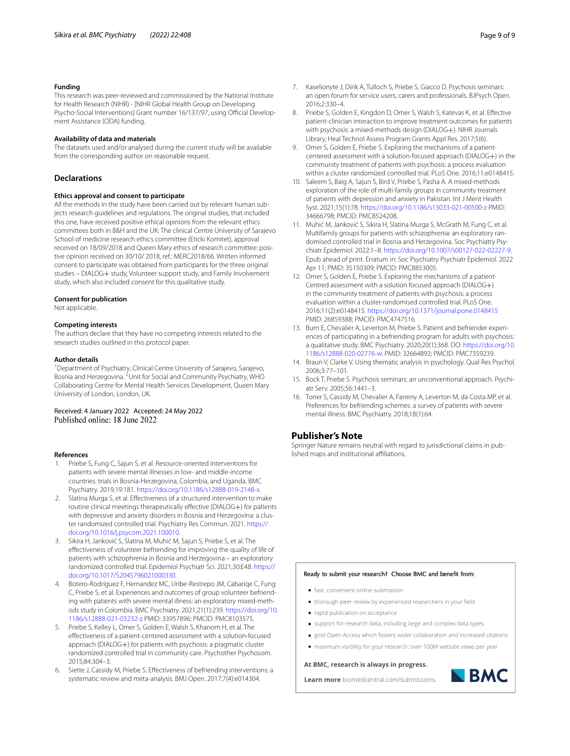### Funding

This research was peer-reviewed and commissioned by the National Institute for Health Research (NIHR) - [NIHR Global Health Group on Developing Psycho-Social Interventions] Grant number 16/137/97, using Official Development Assistance (ODA) funding.

### Availability of data and materials

The datasets used and/or analysed during the current study will be available from the corresponding author on reasonable request.

## Declarations

### Ethics approval and consent to participate

All the methods in the study have been carried out by relevant human subjects research guidelines and regulations. The original studies, that included this one, have received positive ethical opinions from the relevant ethics committees both in B&H and the UK: The clinical Centre University of Sarajevo School of medicine research ethics committee (Eticki Komitet), approval received on 18/09/2018 and Queen Mary ethics of research committee: positive opinion received on 30/10/ 2018, ref.: MERC2018/66. Written informed consent to participate was obtained from participants for the three original studies – DIALOG+ study, Volunteer support study, and Family Involvement study, which also included consent for this qualitative study.

### Consent for publication

Not applicable.

### Competing interests

The authors declare that they have no competing interests related to the research studies outlined in this protocol paper.

### Author details

[1]Department of Psychiatry, Clinical Centre University of Sarajevo, Sarajevo, Bosnia and Herzegovina. [2]Unit for Social and Community Psychiatry, WHO Collaborating Centre for Mental Health Services Development, Queen Mary University of London, London, UK.

Received: 4 January 2022 Accepted: 24 May 2022
Published online: 18 June 2022

### References

1. Priebe S, Fung C, Sajun S, et al. Resource-oriented interventions for patients with severe mental illnesses in low- and middle-income countries: trials in Bosnia-Herzegovina, Colombia, and Uganda. BMC Psychiatry. 2019;19:181. https://doi.org/10.1186/s12888-019-2148-x.
2. Slatina Murga S, et al. Effectiveness of a structured intervention to make routine clinical meetings therapeutically effective (DIALOG+) for patients with depressive and anxiety disorders in Bosnia and Herzegovina: a cluster randomized controlled trial. Psychiatry Res Commun. 2021. https://doi.org/10.1016/j.psycom.2021.100010.
3. Sikira H, Janković S, Slatina M, Muhić M, Sajun S, Priebe S, et al. The effectiveness of volunteer befriending for improving the quality of life of patients with schizophrenia in Bosnia and Herzegovina – an exploratory randomized controlled trial. Epidemiol Psychiatr Sci. 2021;30:E48. https://doi.org/10.1017/S2045796021000330.
4. Botero-Rodríguez F, Hernandez MC, Uribe-Restrepo JM, Cabariqe C, Fung C, Priebe S, et al. Experiences and outcomes of group volunteer befriending with patients with severe mental illness: an exploratory mixed-methods study in Colombia. BMC Psychiatry. 2021;21(1):239. https://doi.org/10.1186/s12888-021-03232-z PMID: 33957896; PMCID: PMC8103575.
5. Priebe S, Kelley L, Omer S, Golden E, Walsh S, Khanom H, et al. The effectiveness of a patient-centered assessment with a solution-focused approach (DIALOG+) for patients with psychosis: a pragmatic cluster randomized controlled trial in community care. Psychother Psychosom. 2015;84:304–3.
6. Siette J, Cassidy M, Priebe S. Effectiveness of befriending interventions: a systematic review and meta-analysis. BMJ Open. 2017;7(4):e014304.
7. Kaselionyte J, Dirik A, Tulloch S, Priebe S, Giacco D. Psychosis seminars: an open forum for service users, carers and professionals. BJPsych Open. 2016;2:330–4.
8. Priebe S, Golden E, Kingdon D, Omer S, Walsh S, Katevas K, et al. Effective patient-clinician interaction to improve treatment outcomes for patients with psychosis: a mixed-methods design (DIALOG+). NIHR Journals Library, Heal Technol Assess Program Grants Appl Res. 2017;5(6).
9. Omer S, Golden E, Priebe S. Exploring the mechanisms of a patient-centered assessment with a solution-focused approach (DIALOG+) in the community treatment of patients with psychosis: a process evaluation within a cluster randomized controlled trial. PLoS One. 2016;11:e0148415.
10. Saleem S, Baig A, Sajun S, Bird V, Priebe S, Pasha A. A mixed-methods exploration of the role of multi-family groups in community treatment of patients with depression and anxiety in Pakistan. Int J Ment Health Syst. 2021;15(1):78. https://doi.org/10.1186/s13033-021-00500-z PMID: 34666798; PMCID: PMC8524208.
11. Muhić M, Janković S, Sikira H, Slatina Murga S, McGrath M, Fung C, et al. Multifamily groups for patients with schizophrenia: an exploratory randomised controlled trial in Bosnia and Herzegovina. Soc Psychiatry Psychiatr Epidemiol. 2022:1–8. https://doi.org/10.1007/s00127-022-02227-9. Epub ahead of print. Erratum in: Soc Psychiatry Psychiatr Epidemiol. 2022 Apr 11; PMID: 35150309; PMCID: PMC8853005.
12. Omer S, Golden E, Priebe S. Exploring the mechanisms of a patient-Centred assessment with a solution focused approach (DIALOG+) in the community treatment of patients with psychosis: a process evaluation within a cluster-randomised controlled trial. PLoS One. 2016;11(2):e0148415. https://doi.org/10.1371/journal.pone.0148415 PMID: 26859388; PMCID: PMC4747516.
13. Burn E, Chevalier A, Leverton M, Priebe S. Patient and befriender experiences of participating in a befriending program for adults with psychosis: a qualitative study. BMC Psychiatry. 2020;20(1):368. DOI: https://doi.org/10.1186/s12888-020-02776-w. PMID: 32664892; PMCID: PMC7359239.
14. Braun V, Clarke V. Using thematic analysis in psychology. Qual Res Psychol. 2006;3:77–101.
15. Bock T, Priebe S. Psychosis seminars: an unconventional approach. Psychiatr Serv. 2005;56:1441–3.
16. Toner S, Cassidy M, Chevalier A, Farreny A, Leverton M, da Costa MP, et al. Preferences for befriending schemes: a survey of patients with severe mental illness. BMC Psychiatry. 2018;18(1):64.

## Publisher's Note

Springer Nature remains neutral with regard to jurisdictional claims in published maps and institutional affiliations.

Ready to submit your research? Choose BMC and benefit from:

- fast, convenient online submission
- thorough peer review by experienced researchers in your field
- rapid publication on acceptance
- support for research data, including large and complex data types
- gold Open Access which fosters wider collaboration and increased citations
- maximum visibility for your research: over 100M website views per year

**At BMC, research is always in progress.**

**Learn more** biomedcentral.com/submissions

BMC